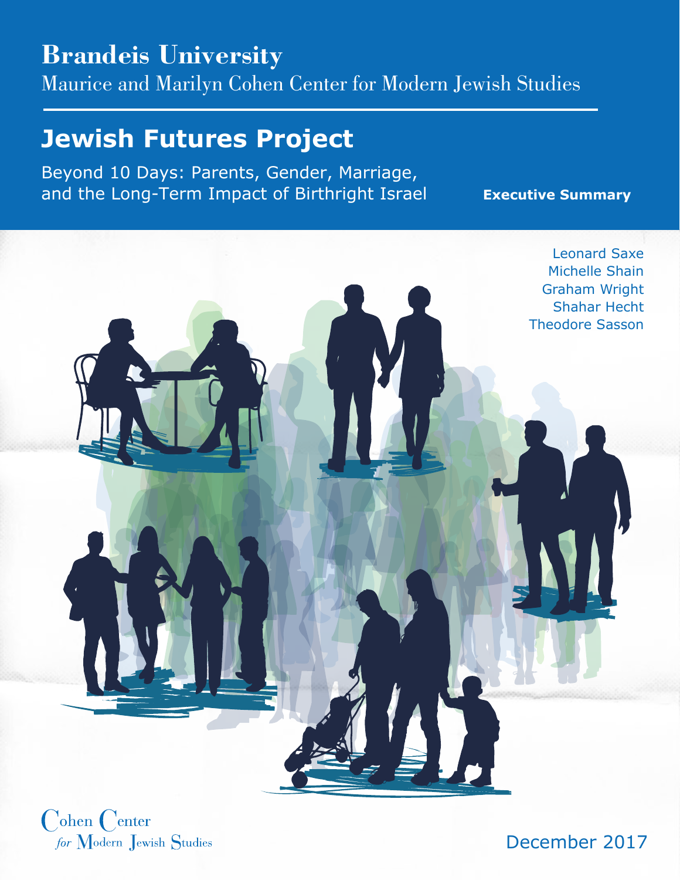# Brandeis University

Maurice and Marilyn Cohen Center for Modern Jewish Studies

## Jewish Futures Project

Beyond 10 Days: Parents, Gender, Marriage, and the Long-Term Impact of Birthright Israel

**Executive Summary**

Leonard Saxe
Michelle Shain
Graham Wright
Shahar Hecht
Theodore Sasson

Cohen Center *for* Modern Jewish Studies

December 2017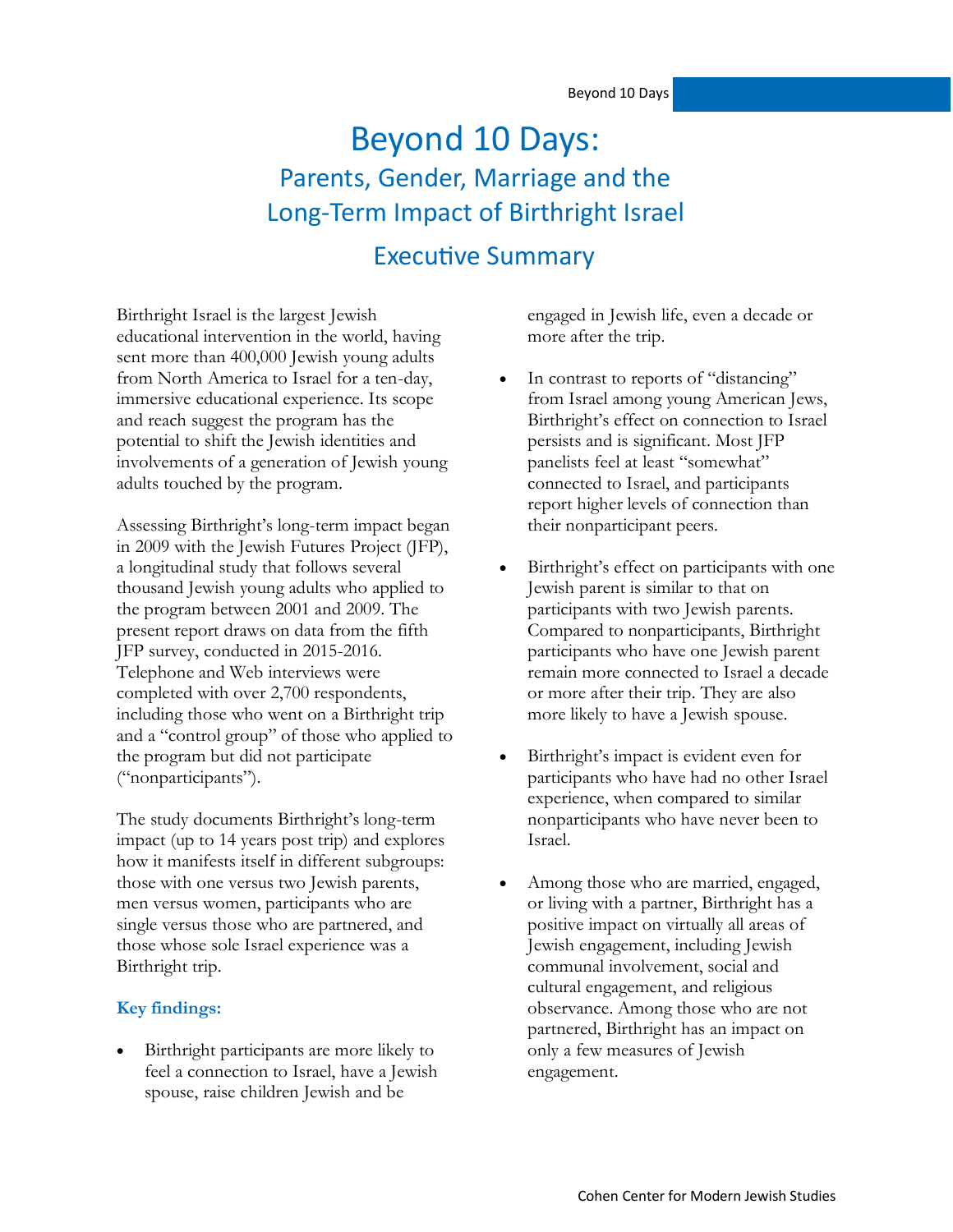# Beyond 10 Days:

## Parents, Gender, Marriage and the Long-Term Impact of Birthright Israel

## Executive Summary

Birthright Israel is the largest Jewish educational intervention in the world, having sent more than 400,000 Jewish young adults from North America to Israel for a ten-day, immersive educational experience. Its scope and reach suggest the program has the potential to shift the Jewish identities and involvements of a generation of Jewish young adults touched by the program.

Assessing Birthright's long-term impact began in 2009 with the Jewish Futures Project (JFP), a longitudinal study that follows several thousand Jewish young adults who applied to the program between 2001 and 2009. The present report draws on data from the fifth JFP survey, conducted in 2015-2016. Telephone and Web interviews were completed with over 2,700 respondents, including those who went on a Birthright trip and a "control group" of those who applied to the program but did not participate ("nonparticipants").

The study documents Birthright's long-term impact (up to 14 years post trip) and explores how it manifests itself in different subgroups: those with one versus two Jewish parents, men versus women, participants who are single versus those who are partnered, and those whose sole Israel experience was a Birthright trip.

**Key findings:**

- Birthright participants are more likely to feel a connection to Israel, have a Jewish spouse, raise children Jewish and be engaged in Jewish life, even a decade or more after the trip.
- In contrast to reports of "distancing" from Israel among young American Jews, Birthright's effect on connection to Israel persists and is significant. Most JFP panelists feel at least "somewhat" connected to Israel, and participants report higher levels of connection than their nonparticipant peers.
- Birthright's effect on participants with one Jewish parent is similar to that on participants with two Jewish parents. Compared to nonparticipants, Birthright participants who have one Jewish parent remain more connected to Israel a decade or more after their trip. They are also more likely to have a Jewish spouse.
- Birthright's impact is evident even for participants who have had no other Israel experience, when compared to similar nonparticipants who have never been to Israel.
- Among those who are married, engaged, or living with a partner, Birthright has a positive impact on virtually all areas of Jewish engagement, including Jewish communal involvement, social and cultural engagement, and religious observance. Among those who are not partnered, Birthright has an impact on only a few measures of Jewish engagement.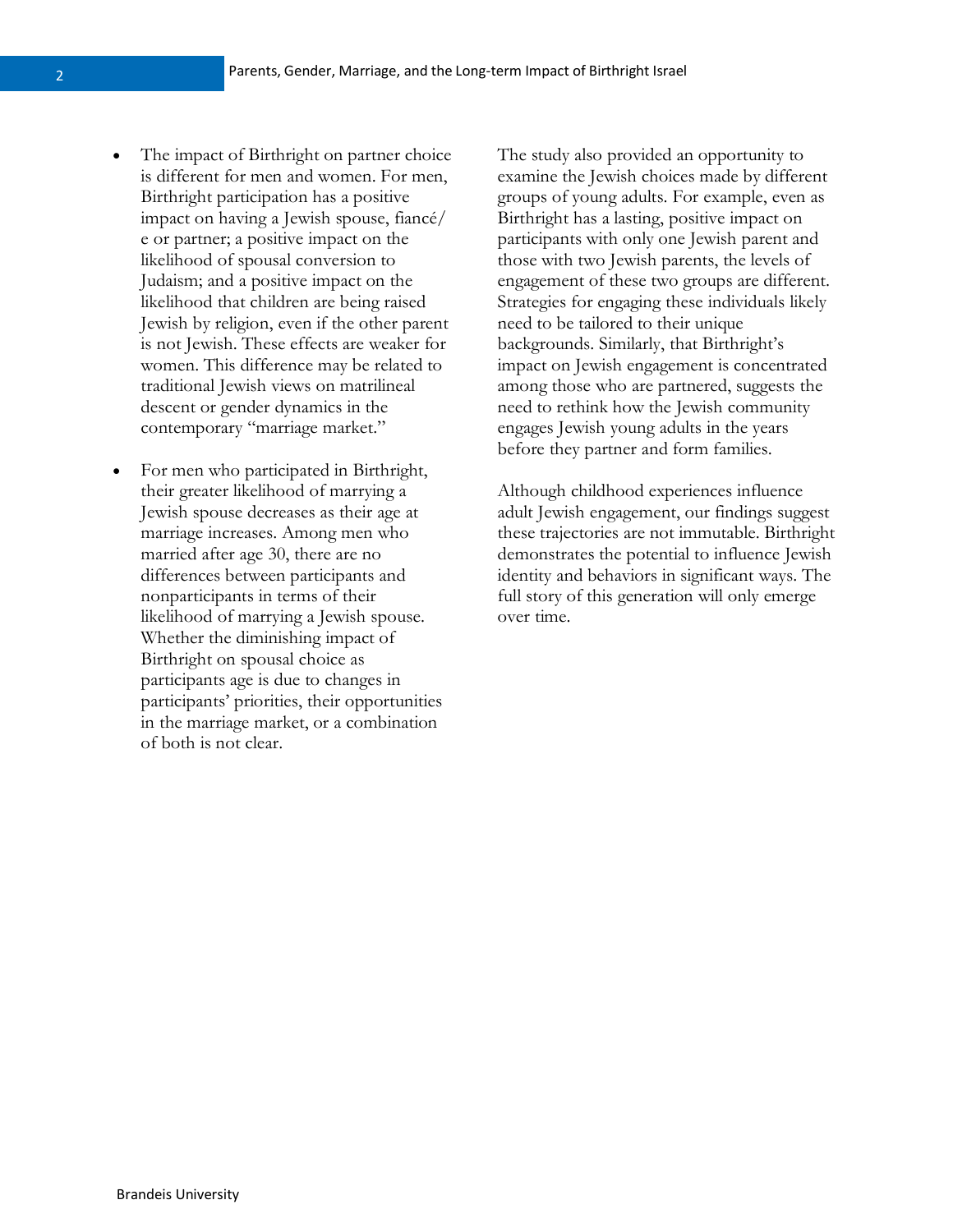- The impact of Birthright on partner choice is different for men and women. For men, Birthright participation has a positive impact on having a Jewish spouse, fiancé/e or partner; a positive impact on the likelihood of spousal conversion to Judaism; and a positive impact on the likelihood that children are being raised Jewish by religion, even if the other parent is not Jewish. These effects are weaker for women. This difference may be related to traditional Jewish views on matrilineal descent or gender dynamics in the contemporary "marriage market."

- For men who participated in Birthright, their greater likelihood of marrying a Jewish spouse decreases as their age at marriage increases. Among men who married after age 30, there are no differences between participants and nonparticipants in terms of their likelihood of marrying a Jewish spouse. Whether the diminishing impact of Birthright on spousal choice as participants age is due to changes in participants' priorities, their opportunities in the marriage market, or a combination of both is not clear.

The study also provided an opportunity to examine the Jewish choices made by different groups of young adults. For example, even as Birthright has a lasting, positive impact on participants with only one Jewish parent and those with two Jewish parents, the levels of engagement of these two groups are different. Strategies for engaging these individuals likely need to be tailored to their unique backgrounds. Similarly, that Birthright's impact on Jewish engagement is concentrated among those who are partnered, suggests the need to rethink how the Jewish community engages Jewish young adults in the years before they partner and form families.

Although childhood experiences influence adult Jewish engagement, our findings suggest these trajectories are not immutable. Birthright demonstrates the potential to influence Jewish identity and behaviors in significant ways. The full story of this generation will only emerge over time.